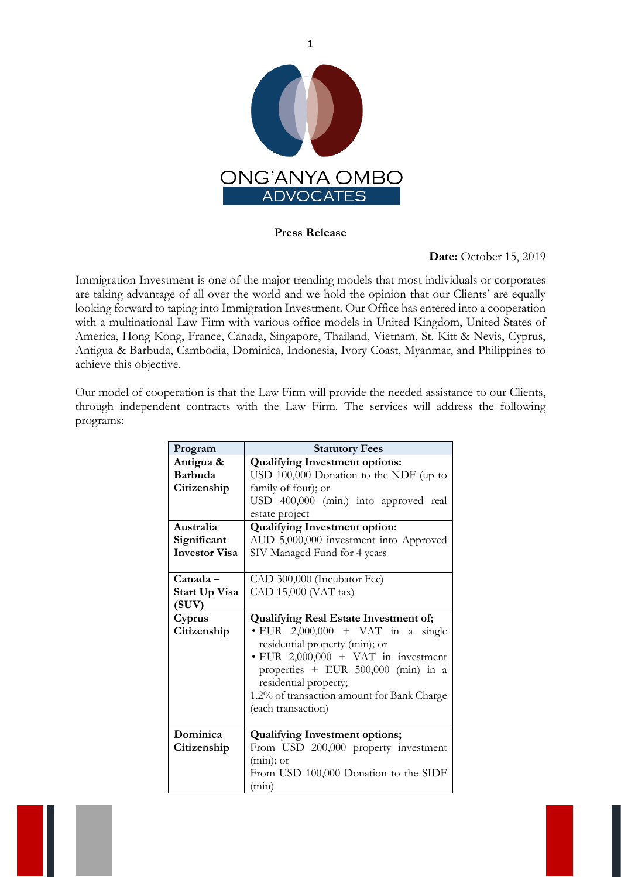ONG'ANYA OMBO ADVOCATES

**Press Release**

**Date:** October 15, 2019

Immigration Investment is one of the major trending models that most individuals or corporates are taking advantage of all over the world and we hold the opinion that our Clients' are equally looking forward to taping into Immigration Investment. Our Office has entered into a cooperation with a multinational Law Firm with various office models in United Kingdom, United States of America, Hong Kong, France, Canada, Singapore, Thailand, Vietnam, St. Kitt & Nevis, Cyprus, Antigua & Barbuda, Cambodia, Dominica, Indonesia, Ivory Coast, Myanmar, and Philippines to achieve this objective.

Our model of cooperation is that the Law Firm will provide the needed assistance to our Clients, through independent contracts with the Law Firm. The services will address the following programs:

| Program | Statutory Fees |
|---|---|
| **Antigua & Barbuda Citizenship** | **Qualifying Investment options:**<br>USD 100,000 Donation to the NDF (up to family of four); or<br>USD 400,000 (min.) into approved real estate project |
| **Australia Significant Investor Visa** | **Qualifying Investment option:**<br>AUD 5,000,000 investment into Approved SIV Managed Fund for 4 years |
| **Canada – Start Up Visa (SUV)** | CAD 300,000 (Incubator Fee)<br>CAD 15,000 (VAT tax) |
| **Cyprus Citizenship** | **Qualifying Real Estate Investment of;**<br>• EUR 2,000,000 + VAT in a single residential property (min); or<br>• EUR 2,000,000 + VAT in investment properties + EUR 500,000 (min) in a residential property;<br>1.2% of transaction amount for Bank Charge (each transaction) |
| **Dominica Citizenship** | **Qualifying Investment options;**<br>From USD 200,000 property investment (min); or<br>From USD 100,000 Donation to the SIDF (min) |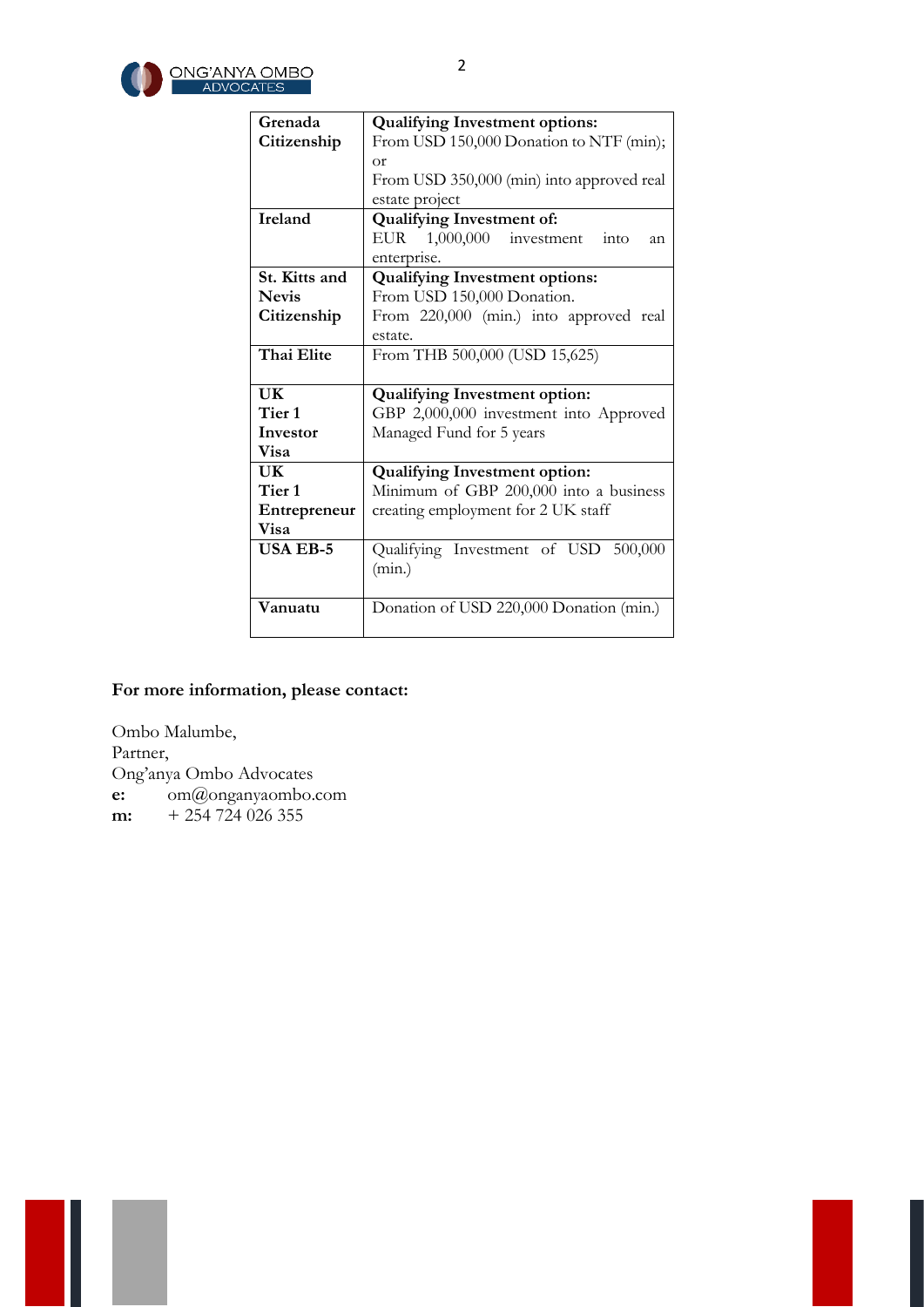| | |
|---|---|
| **Grenada Citizenship** | **Qualifying Investment options:**<br>From USD 150,000 Donation to NTF (min); or<br>From USD 350,000 (min) into approved real estate project |
| **Ireland** | **Qualifying Investment of:**<br>EUR 1,000,000 investment into an enterprise. |
| **St. Kitts and Nevis Citizenship** | **Qualifying Investment options:**<br>From USD 150,000 Donation.<br>From 220,000 (min.) into approved real estate. |
| **Thai Elite** | From THB 500,000 (USD 15,625) |
| **UK Tier 1 Investor Visa** | **Qualifying Investment option:**<br>GBP 2,000,000 investment into Approved Managed Fund for 5 years |
| **UK Tier 1 Entrepreneur Visa** | **Qualifying Investment option:**<br>Minimum of GBP 200,000 into a business creating employment for 2 UK staff |
| **USA EB-5** | Qualifying Investment of USD 500,000 (min.) |
| **Vanuatu** | Donation of USD 220,000 Donation (min.) |

**For more information, please contact:**

Ombo Malumbe,
Partner,
Ong'anya Ombo Advocates
**e:** om@onganyaombo.com
**m:** + 254 724 026 355